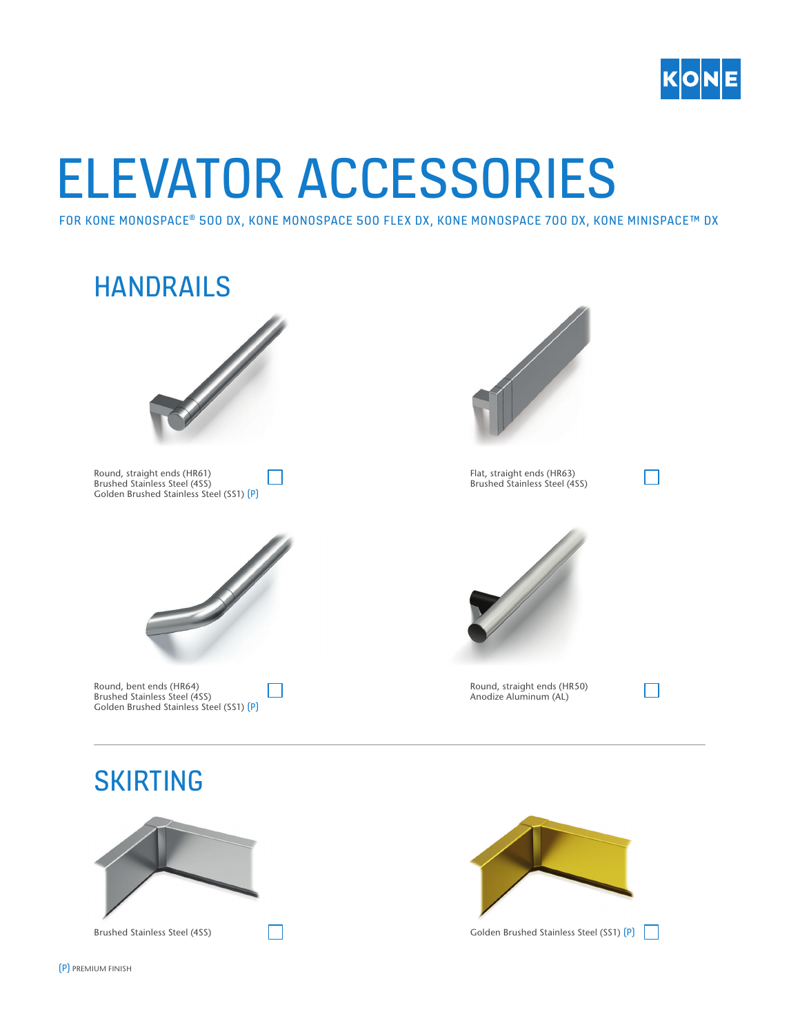# ELEVATOR ACCESSORIES

FOR KONE MONOSPACE® 500 DX, KONE MONOSPACE 500 FLEX DX, KONE MONOSPACE 700 DX, KONE MINISPACE™ DX

## HANDRAILS

Round, straight ends (HR61)
Brushed Stainless Steel (4SS)
Golden Brushed Stainless Steel (SS1) (P)

Flat, straight ends (HR63)
Brushed Stainless Steel (4SS)

Round, bent ends (HR64)
Brushed Stainless Steel (4SS)
Golden Brushed Stainless Steel (SS1) (P)

Round, straight ends (HR50)
Anodize Aluminum (AL)

## SKIRTING

Brushed Stainless Steel (4SS)

Golden Brushed Stainless Steel (SS1) (P)

(P) PREMIUM FINISH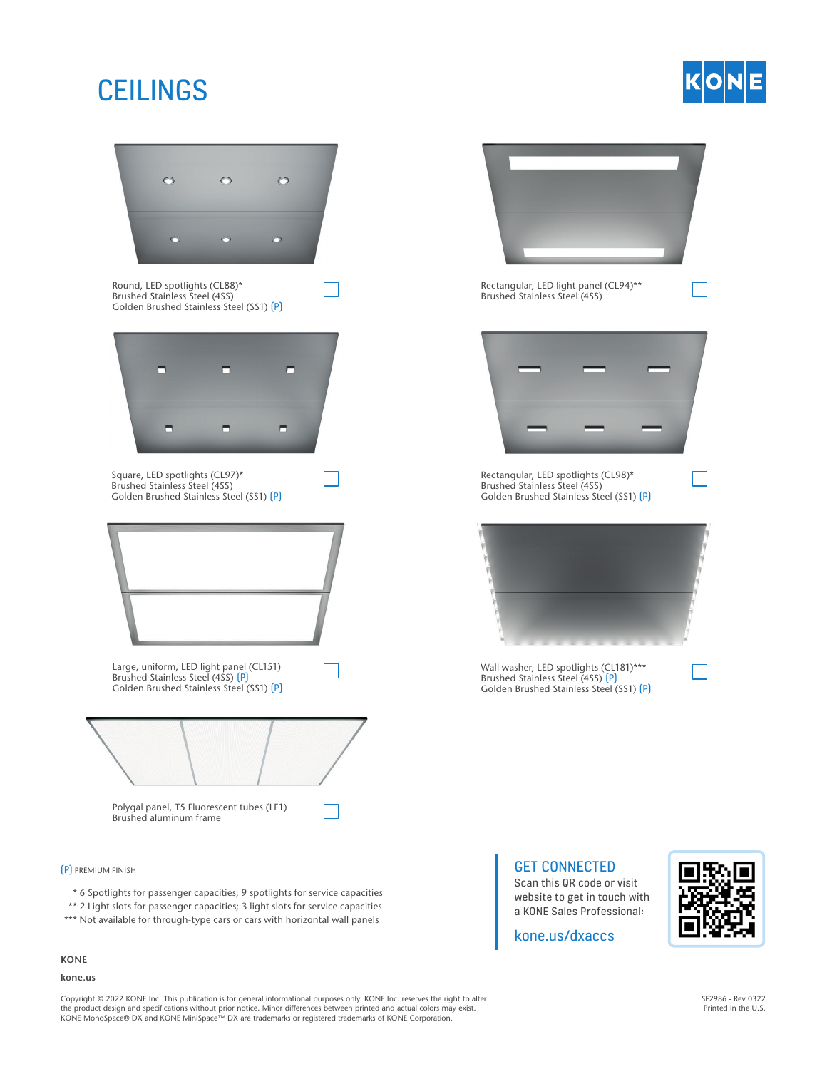# CEILINGS

KONE

Round, LED spotlights (CL88)*
Brushed Stainless Steel (4SS)
Golden Brushed Stainless Steel (SS1) (P)

Rectangular, LED light panel (CL94)**
Brushed Stainless Steel (4SS)

Square, LED spotlights (CL97)*
Brushed Stainless Steel (4SS)
Golden Brushed Stainless Steel (SS1) (P)

Rectangular, LED spotlights (CL98)*
Brushed Stainless Steel (4SS)
Golden Brushed Stainless Steel (SS1) (P)

Large, uniform, LED light panel (CL151)
Brushed Stainless Steel (4SS) (P)
Golden Brushed Stainless Steel (SS1) (P)

Wall washer, LED spotlights (CL181)***
Brushed Stainless Steel (4SS) (P)
Golden Brushed Stainless Steel (SS1) (P)

Polygal panel, T5 Fluorescent tubes (LF1)
Brushed aluminum frame

(P) PREMIUM FINISH

* 6 Spotlights for passenger capacities; 9 spotlights for service capacities
** 2 Light slots for passenger capacities; 3 light slots for service capacities
*** Not available for through-type cars or cars with horizontal wall panels

## GET CONNECTED

Scan this QR code or visit website to get in touch with a KONE Sales Professional:

kone.us/dxaccs

**KONE**

**kone.us**

Copyright © 2022 KONE Inc. This publication is for general informational purposes only. KONE Inc. reserves the right to alter the product design and specifications without prior notice. Minor differences between printed and actual colors may exist. KONE MonoSpace® DX and KONE MiniSpace™ DX are trademarks or registered trademarks of KONE Corporation.

SF2986 - Rev 0322
Printed in the U.S.